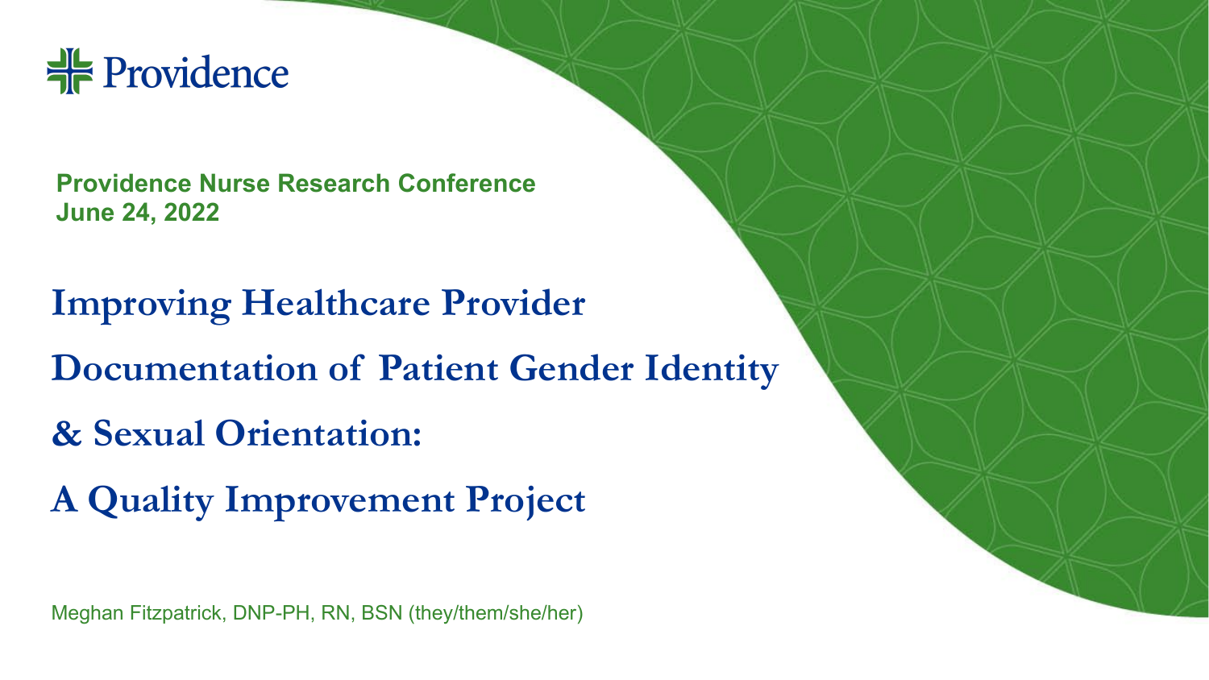Providence

**Providence Nurse Research Conference**
**June 24, 2022**

# Improving Healthcare Provider Documentation of Patient Gender Identity & Sexual Orientation: A Quality Improvement Project

Meghan Fitzpatrick, DNP-PH, RN, BSN (they/them/she/her)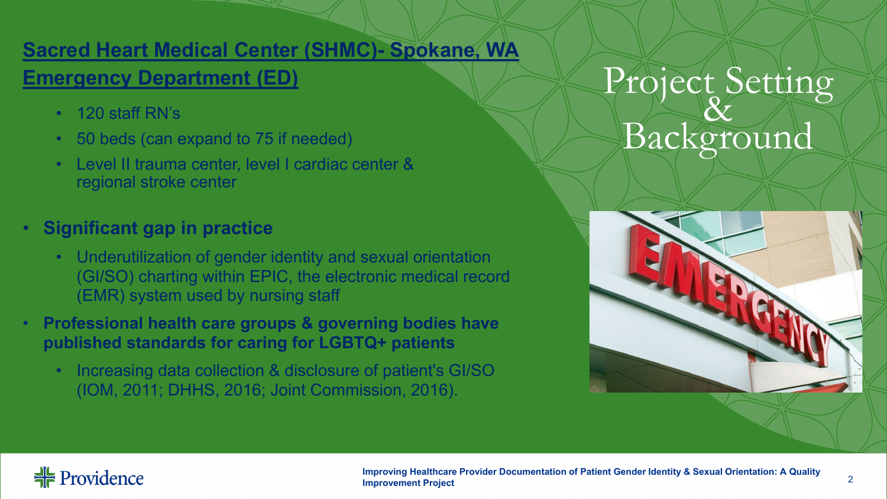# Project Setting & Background

## Sacred Heart Medical Center (SHMC)- Spokane, WA Emergency Department (ED)

- 120 staff RN's
- 50 beds (can expand to 75 if needed)
- Level II trauma center, level I cardiac center & regional stroke center

- **Significant gap in practice**
  - Underutilization of gender identity and sexual orientation (GI/SO) charting within EPIC, the electronic medical record (EMR) system used by nursing staff
- **Professional health care groups & governing bodies have published standards for caring for LGBTQ+ patients**
  - Increasing data collection & disclosure of patient's GI/SO (IOM, 2011; DHHS, 2016; Joint Commission, 2016).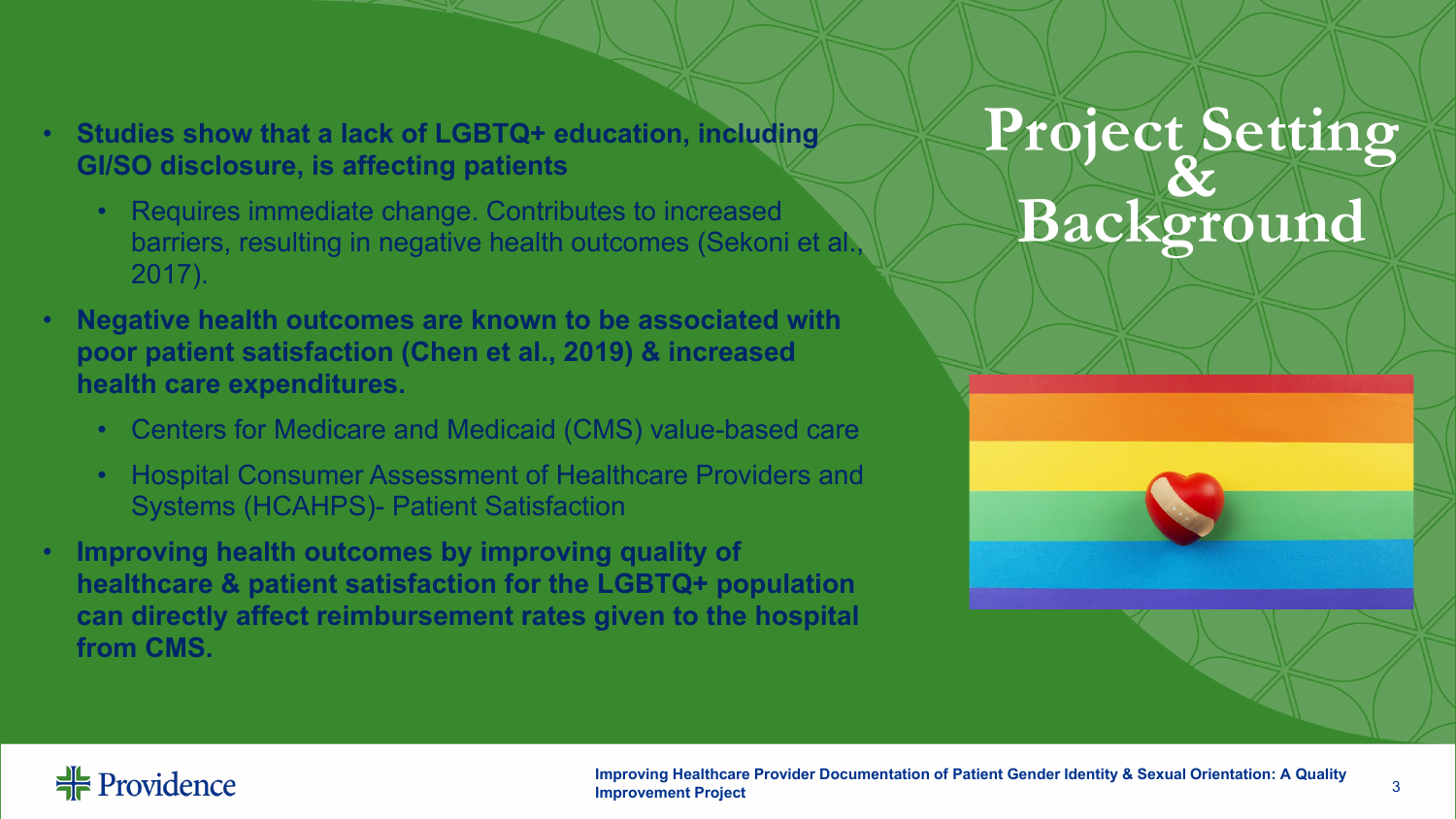# Project Setting & Background

- **Studies show that a lack of LGBTQ+ education, including GI/SO disclosure, is affecting patients**
  - Requires immediate change. Contributes to increased barriers, resulting in negative health outcomes (Sekoni et al., 2017).
- **Negative health outcomes are known to be associated with poor patient satisfaction (Chen et al., 2019) & increased health care expenditures.**
  - Centers for Medicare and Medicaid (CMS) value-based care
  - Hospital Consumer Assessment of Healthcare Providers and Systems (HCAHPS)- Patient Satisfaction
- **Improving health outcomes by improving quality of healthcare & patient satisfaction for the LGBTQ+ population can directly affect reimbursement rates given to the hospital from CMS.**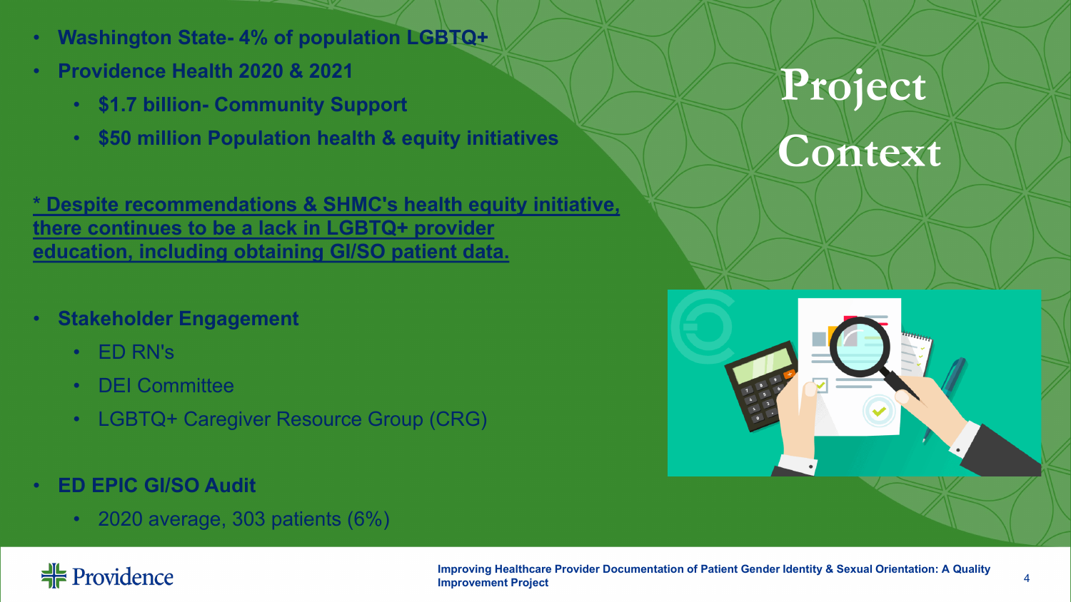# Project Context

- **Washington State- 4% of population LGBTQ+**
- **Providence Health 2020 & 2021**
  - **$1.7 billion- Community Support**
  - **$50 million Population health & equity initiatives**

**<u>* Despite recommendations & SHMC's health equity initiative, there continues to be a lack in LGBTQ+ provider education, including obtaining GI/SO patient data.</u>**

- **Stakeholder Engagement**
  - ED RN's
  - DEI Committee
  - LGBTQ+ Caregiver Resource Group (CRG)
- **ED EPIC GI/SO Audit**
  - 2020 average, 303 patients (6%)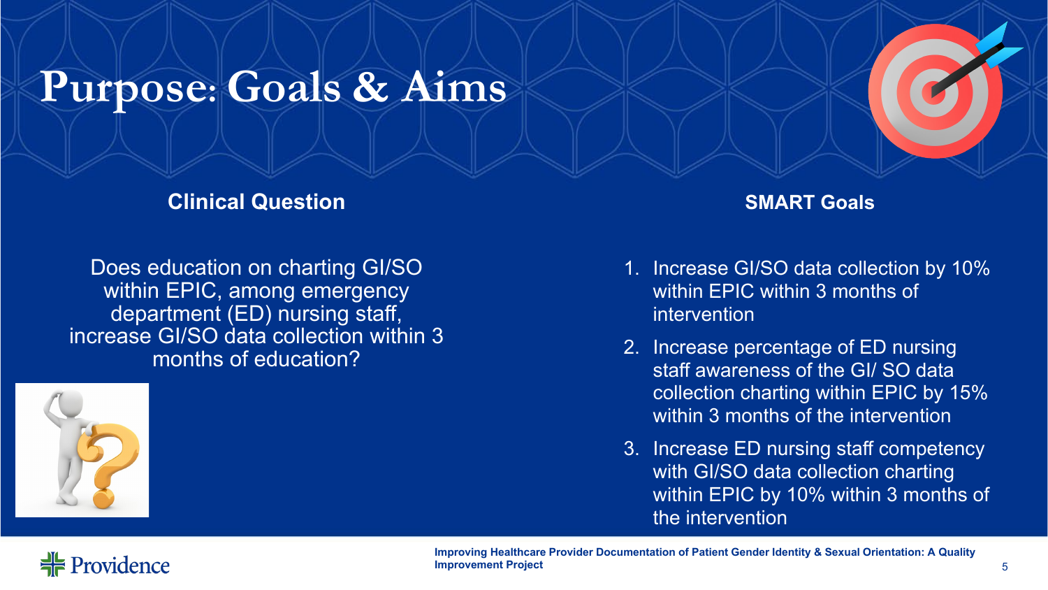# Purpose: Goals & Aims

## Clinical Question

Does education on charting GI/SO within EPIC, among emergency department (ED) nursing staff, increase GI/SO data collection within 3 months of education?

## SMART Goals

1. Increase GI/SO data collection by 10% within EPIC within 3 months of intervention
2. Increase percentage of ED nursing staff awareness of the GI/ SO data collection charting within EPIC by 15% within 3 months of the intervention
3. Increase ED nursing staff competency with GI/SO data collection charting within EPIC by 10% within 3 months of the intervention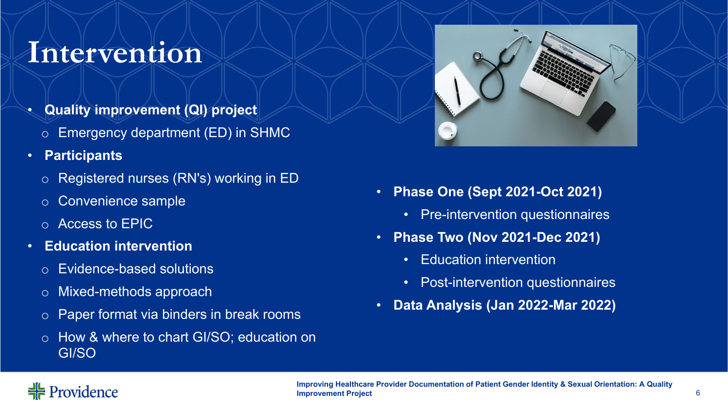# Intervention

- **Quality improvement (QI) project**
  - Emergency department (ED) in SHMC
- **Participants**
  - Registered nurses (RN's) working in ED
  - Convenience sample
  - Access to EPIC
- **Education intervention**
  - Evidence-based solutions
  - Mixed-methods approach
  - Paper format via binders in break rooms
  - How & where to chart GI/SO; education on GI/SO

- **Phase One (Sept 2021-Oct 2021)**
  - Pre-intervention questionnaires
- **Phase Two (Nov 2021-Dec 2021)**
  - Education intervention
  - Post-intervention questionnaires
- **Data Analysis (Jan 2022-Mar 2022)**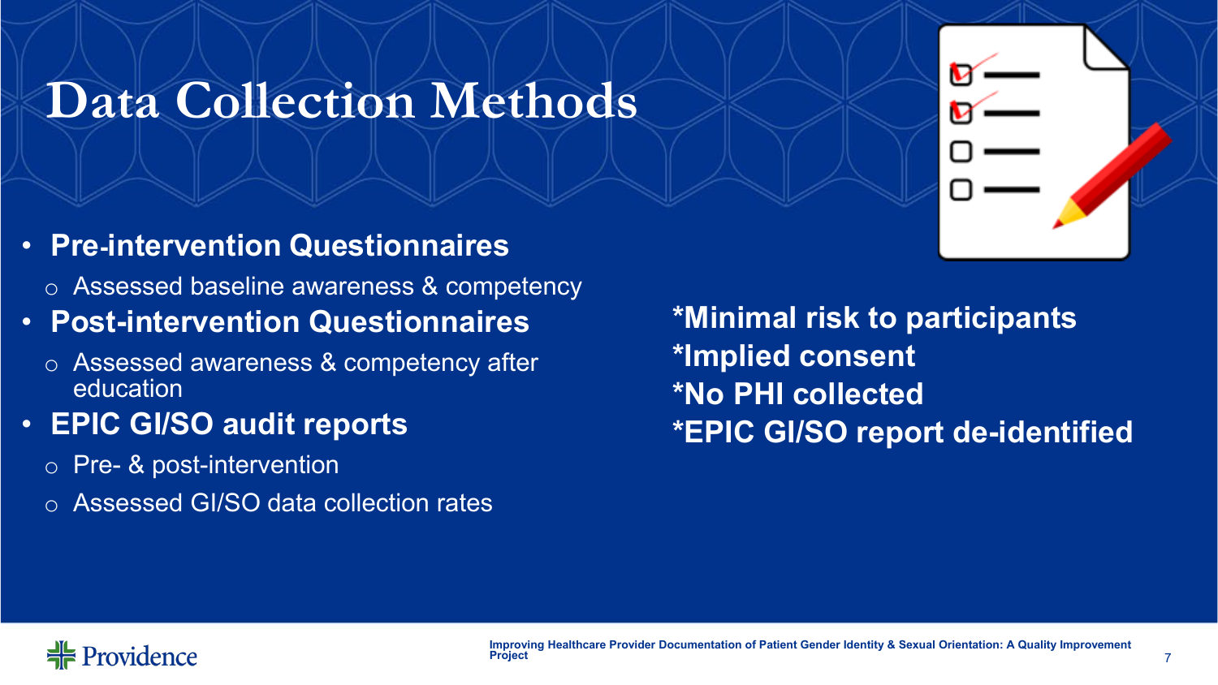# Data Collection Methods

- **Pre-intervention Questionnaires**
  - Assessed baseline awareness & competency
- **Post-intervention Questionnaires**
  - Assessed awareness & competency after education
- **EPIC GI/SO audit reports**
  - Pre- & post-intervention
  - Assessed GI/SO data collection rates

**\*Minimal risk to participants**
**\*Implied consent**
**\*No PHI collected**
**\*EPIC GI/SO report de-identified**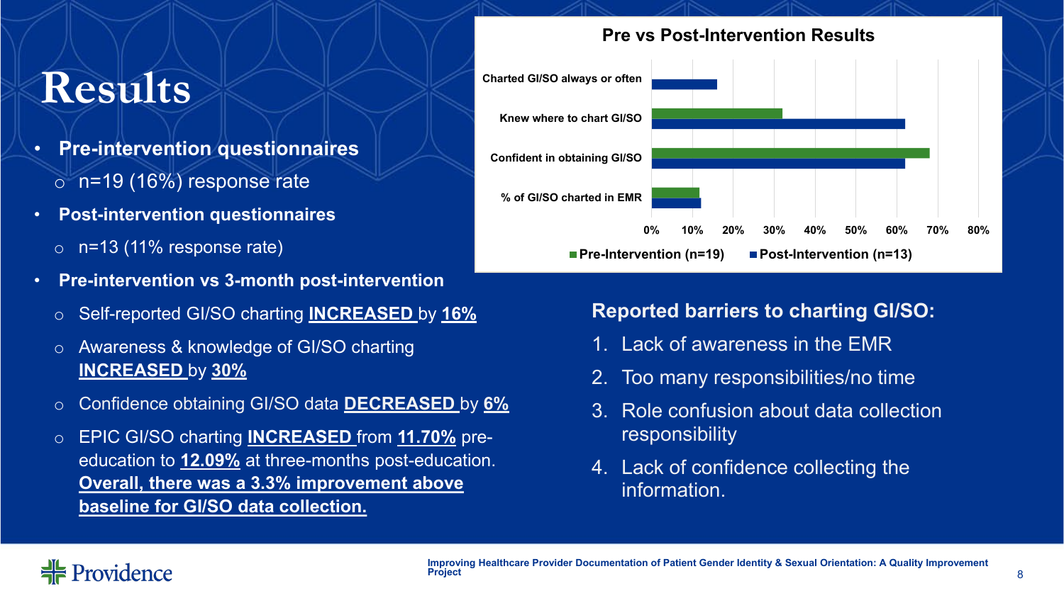# Results

- **Pre-intervention questionnaires**
  - n=19 (16%) response rate
- **Post-intervention questionnaires**
  - n=13 (11% response rate)
- **Pre-intervention vs 3-month post-intervention**
  - Self-reported GI/SO charting **INCREASED** by **16%**
  - Awareness & knowledge of GI/SO charting **INCREASED** by **30%**
  - Confidence obtaining GI/SO data **DECREASED** by **6%**
  - EPIC GI/SO charting **INCREASED** from **11.70%** pre-education to **12.09%** at three-months post-education. **Overall, there was a 3.3% improvement above baseline for GI/SO data collection.**

## Pre vs Post-Intervention Results

| | Pre-Intervention (n=19) | Post-Intervention (n=13) |
|---|---|---|
| Charted GI/SO always or often | | ~16% |
| Knew where to chart GI/SO | ~32% | ~62% |
| Confident in obtaining GI/SO | ~68% | ~62% |
| % of GI/SO charted in EMR | ~11.70% | ~12.09% |

**Reported barriers to charting GI/SO:**

1. Lack of awareness in the EMR
2. Too many responsibilities/no time
3. Role confusion about data collection responsibility
4. Lack of confidence collecting the information.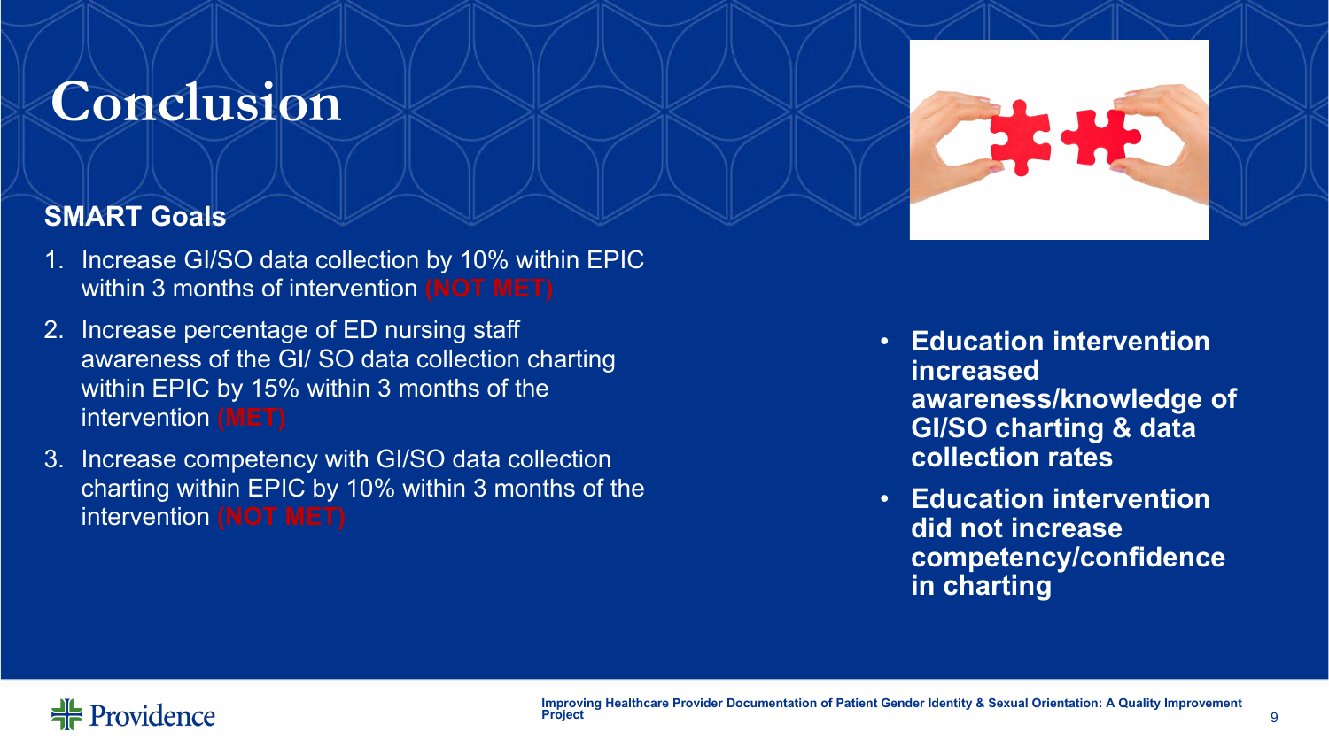# Conclusion

**SMART Goals**

1. Increase GI/SO data collection by 10% within EPIC within 3 months of intervention (NOT MET)
2. Increase percentage of ED nursing staff awareness of the GI/ SO data collection charting within EPIC by 15% within 3 months of the intervention (MET)
3. Increase competency with GI/SO data collection charting within EPIC by 10% within 3 months of the intervention (NOT MET)

- **Education intervention increased awareness/knowledge of GI/SO charting & data collection rates**
- **Education intervention did not increase competency/confidence in charting**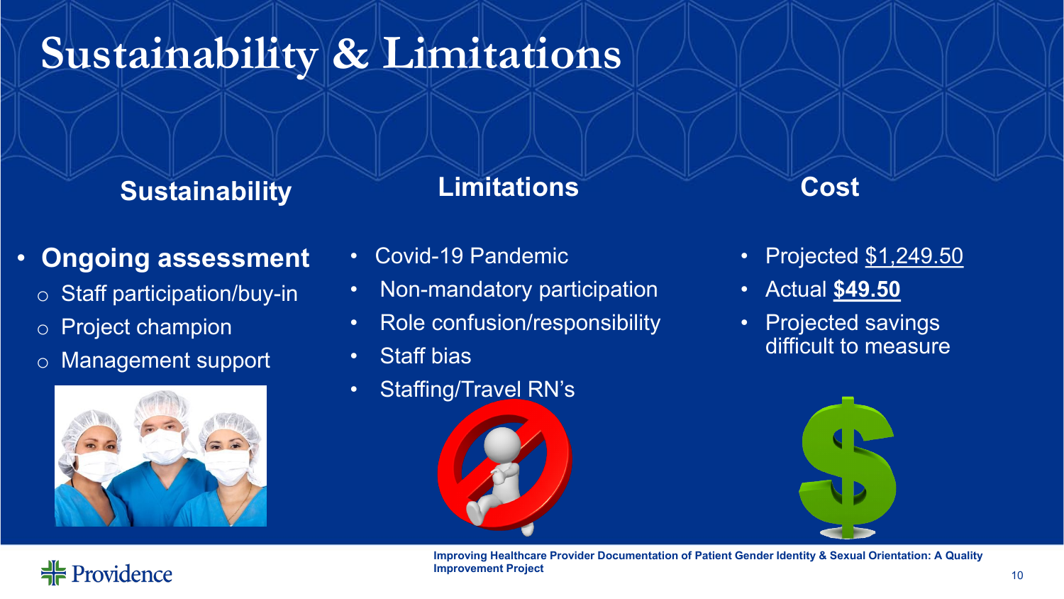# Sustainability & Limitations

## Sustainability

- **Ongoing assessment**
  - Staff participation/buy-in
  - Project champion
  - Management support

## Limitations

- Covid-19 Pandemic
- Non-mandatory participation
- Role confusion/responsibility
- Staff bias
- Staffing/Travel RN's

## Cost

- Projected $1,249.50
- Actual **$49.50**
- Projected savings difficult to measure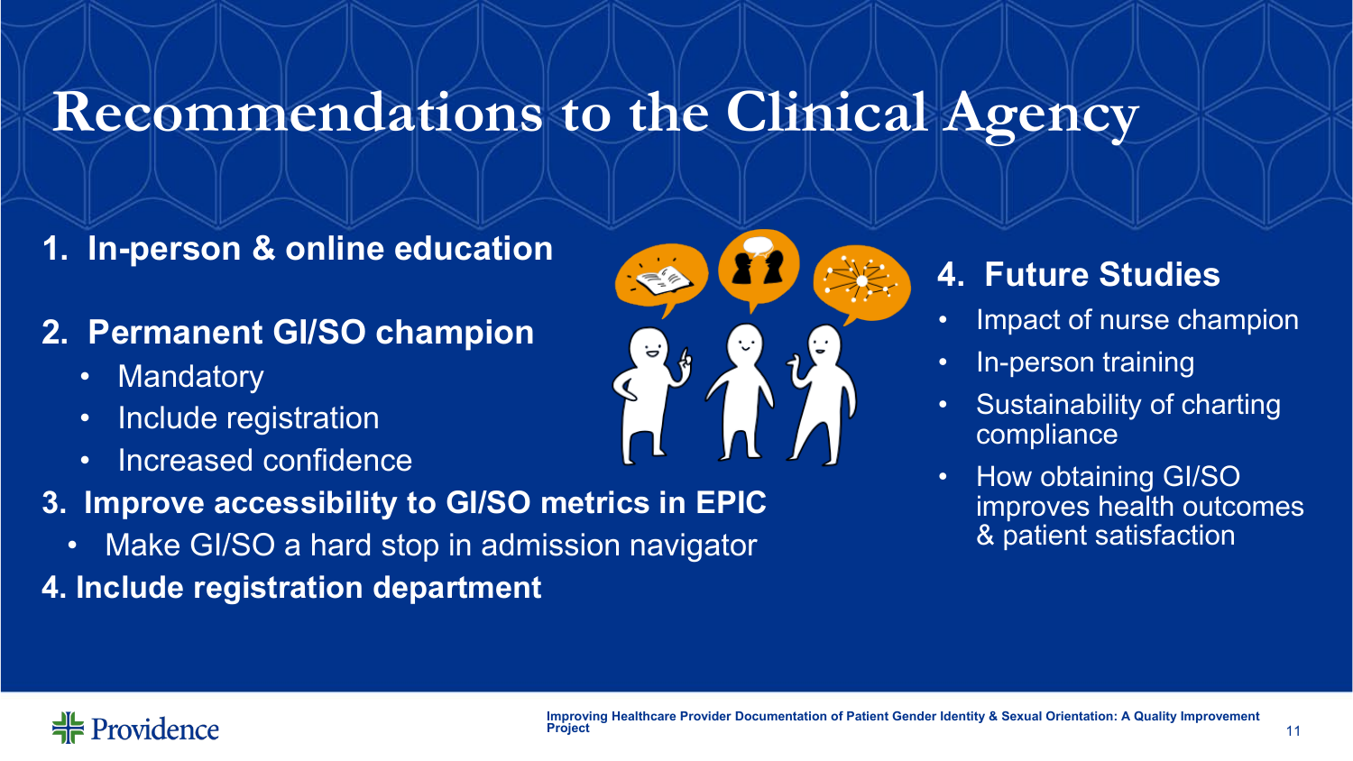# Recommendations to the Clinical Agency

1. **In-person & online education**

2. **Permanent GI/SO champion**
   - Mandatory
   - Include registration
   - Increased confidence

3. **Improve accessibility to GI/SO metrics in EPIC**
   - Make GI/SO a hard stop in admission navigator

4. **Include registration department**

4. **Future Studies**
   - Impact of nurse champion
   - In-person training
   - Sustainability of charting compliance
   - How obtaining GI/SO improves health outcomes & patient satisfaction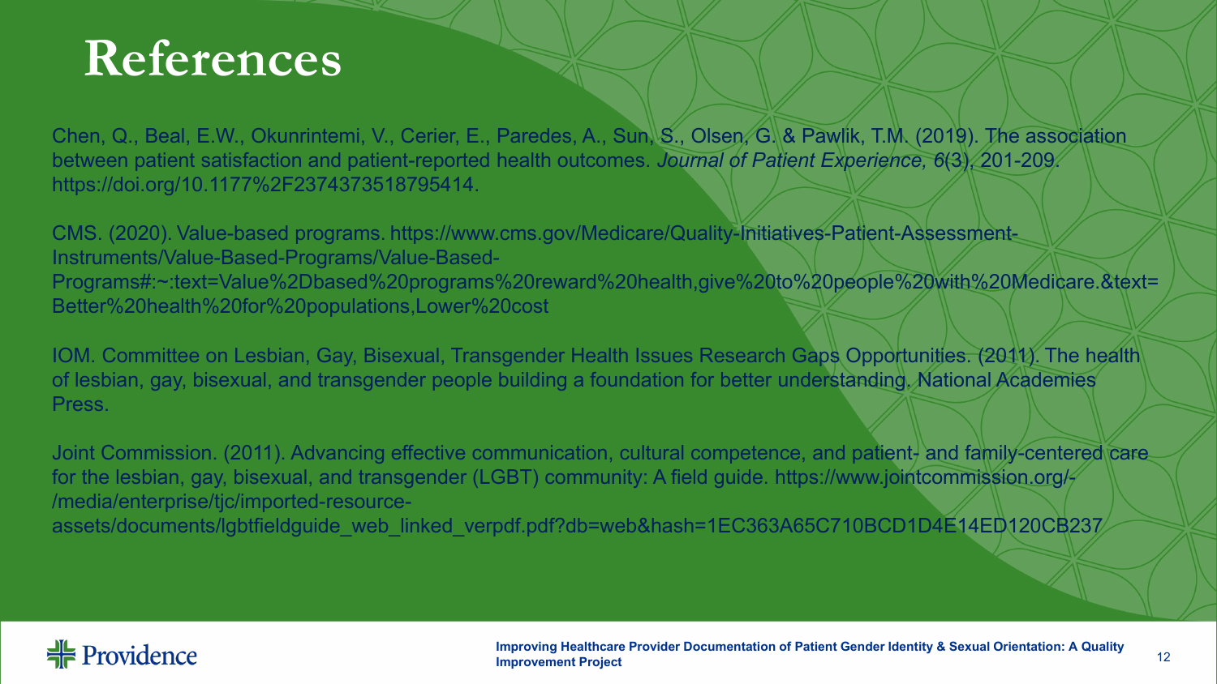# References

Chen, Q., Beal, E.W., Okunrintemi, V., Cerier, E., Paredes, A., Sun, S., Olsen, G. & Pawlik, T.M. (2019). The association between patient satisfaction and patient-reported health outcomes. *Journal of Patient Experience, 6*(3), 201-209. https://doi.org/10.1177%2F2374373518795414.

CMS. (2020). Value-based programs. https://www.cms.gov/Medicare/Quality-Initiatives-Patient-Assessment-Instruments/Value-Based-Programs/Value-Based-Programs#:~:text=Value%2Dbased%20programs%20reward%20health,give%20to%20people%20with%20Medicare.&text=Better%20health%20for%20populations,Lower%20cost

IOM. Committee on Lesbian, Gay, Bisexual, Transgender Health Issues Research Gaps Opportunities. (2011). The health of lesbian, gay, bisexual, and transgender people building a foundation for better understanding. National Academies Press.

Joint Commission. (2011). Advancing effective communication, cultural competence, and patient- and family-centered care for the lesbian, gay, bisexual, and transgender (LGBT) community: A field guide. https://www.jointcommission.org/-/media/enterprise/tjc/imported-resource-assets/documents/lgbtfieldguide_web_linked_verpdf.pdf?db=web&hash=1EC363A65C710BCD1D4E14ED120CB237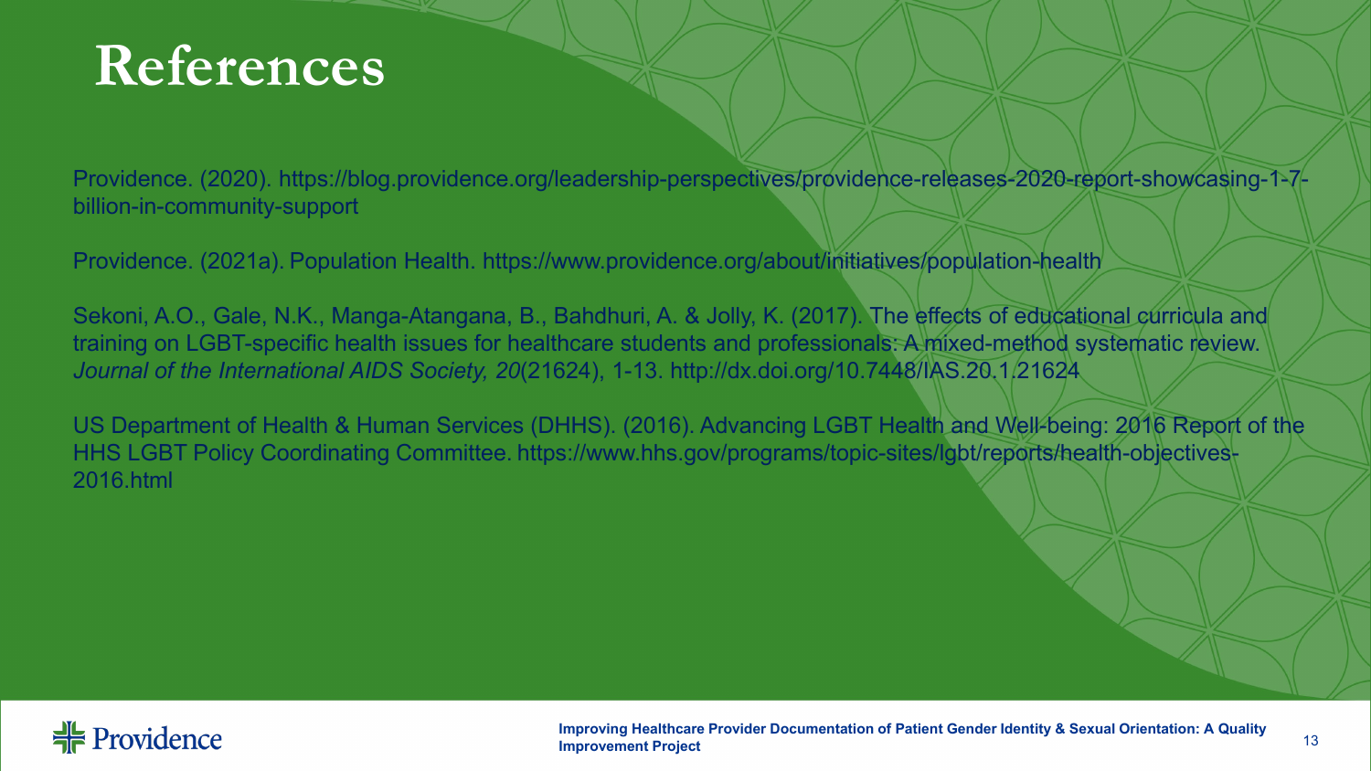# References

Providence. (2020). https://blog.providence.org/leadership-perspectives/providence-releases-2020-report-showcasing-1-7-billion-in-community-support

Providence. (2021a). Population Health. https://www.providence.org/about/initiatives/population-health

Sekoni, A.O., Gale, N.K., Manga-Atangana, B., Bahdhuri, A. & Jolly, K. (2017). The effects of educational curricula and training on LGBT-specific health issues for healthcare students and professionals: A mixed-method systematic review. *Journal of the International AIDS Society, 20*(21624), 1-13. http://dx.doi.org/10.7448/IAS.20.1.21624

US Department of Health & Human Services (DHHS). (2016). Advancing LGBT Health and Well-being: 2016 Report of the HHS LGBT Policy Coordinating Committee. https://www.hhs.gov/programs/topic-sites/lgbt/reports/health-objectives-2016.html